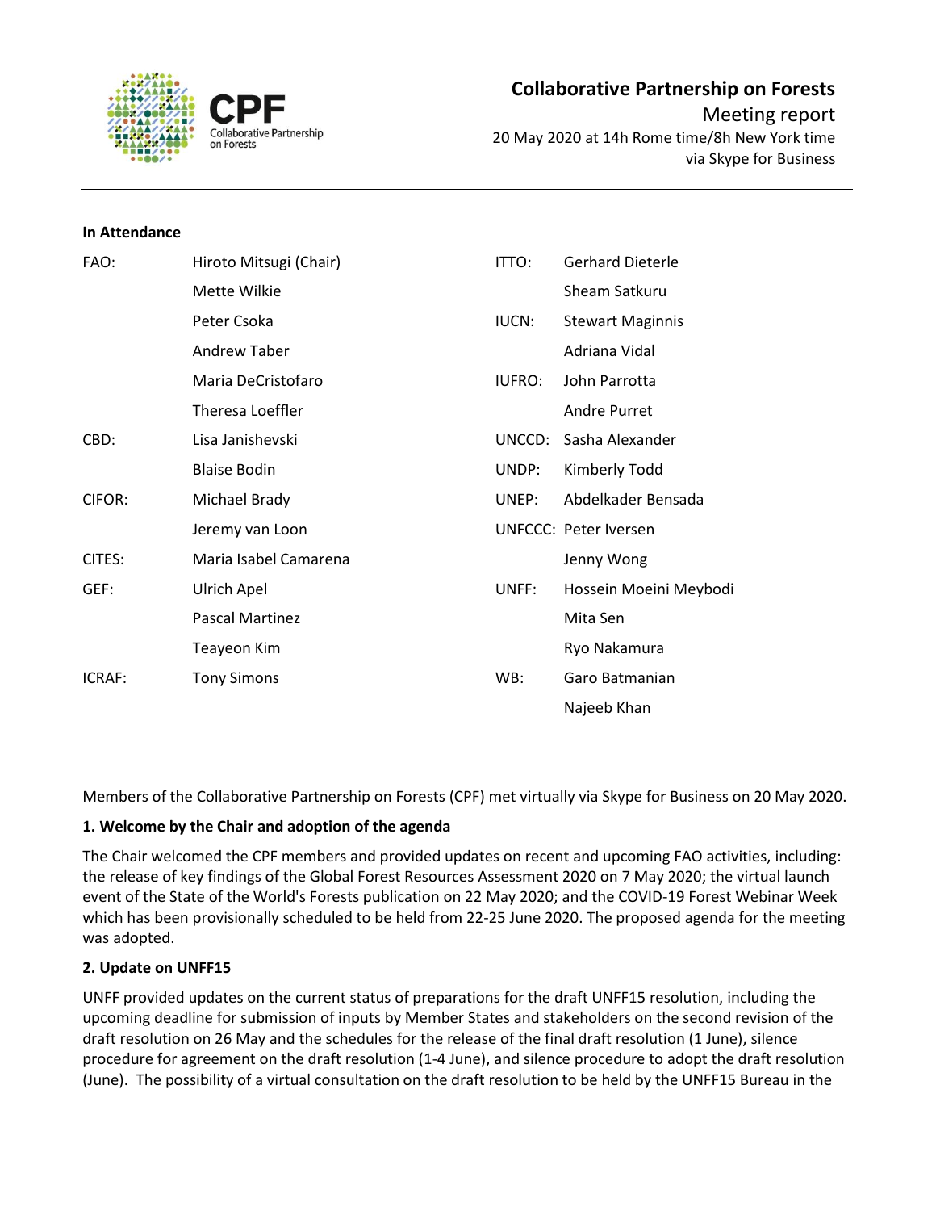# Collaborative Partnership on Forests

Meeting report

20 May 2020 at 14h Rome time/8h New York time
via Skype for Business

**In Attendance**

| | | | |
|---|---|---|---|
| FAO: | Hiroto Mitsugi (Chair) | ITTO: | Gerhard Dieterle |
| | Mette Wilkie | | Sheam Satkuru |
| | Peter Csoka | IUCN: | Stewart Maginnis |
| | Andrew Taber | | Adriana Vidal |
| | Maria DeCristofaro | IUFRO: | John Parrotta |
| | Theresa Loeffler | | Andre Purret |
| CBD: | Lisa Janishevski | UNCCD: | Sasha Alexander |
| | Blaise Bodin | UNDP: | Kimberly Todd |
| CIFOR: | Michael Brady | UNEP: | Abdelkader Bensada |
| | Jeremy van Loon | UNFCCC: | Peter Iversen |
| CITES: | Maria Isabel Camarena | | Jenny Wong |
| GEF: | Ulrich Apel | UNFF: | Hossein Moeini Meybodi |
| | Pascal Martinez | | Mita Sen |
| | Teayeon Kim | | Ryo Nakamura |
| ICRAF: | Tony Simons | WB: | Garo Batmanian |
| | | | Najeeb Khan |

Members of the Collaborative Partnership on Forests (CPF) met virtually via Skype for Business on 20 May 2020.

**1. Welcome by the Chair and adoption of the agenda**

The Chair welcomed the CPF members and provided updates on recent and upcoming FAO activities, including: the release of key findings of the Global Forest Resources Assessment 2020 on 7 May 2020; the virtual launch event of the State of the World's Forests publication on 22 May 2020; and the COVID-19 Forest Webinar Week which has been provisionally scheduled to be held from 22-25 June 2020. The proposed agenda for the meeting was adopted.

**2. Update on UNFF15**

UNFF provided updates on the current status of preparations for the draft UNFF15 resolution, including the upcoming deadline for submission of inputs by Member States and stakeholders on the second revision of the draft resolution on 26 May and the schedules for the release of the final draft resolution (1 June), silence procedure for agreement on the draft resolution (1-4 June), and silence procedure to adopt the draft resolution (June). The possibility of a virtual consultation on the draft resolution to be held by the UNFF15 Bureau in the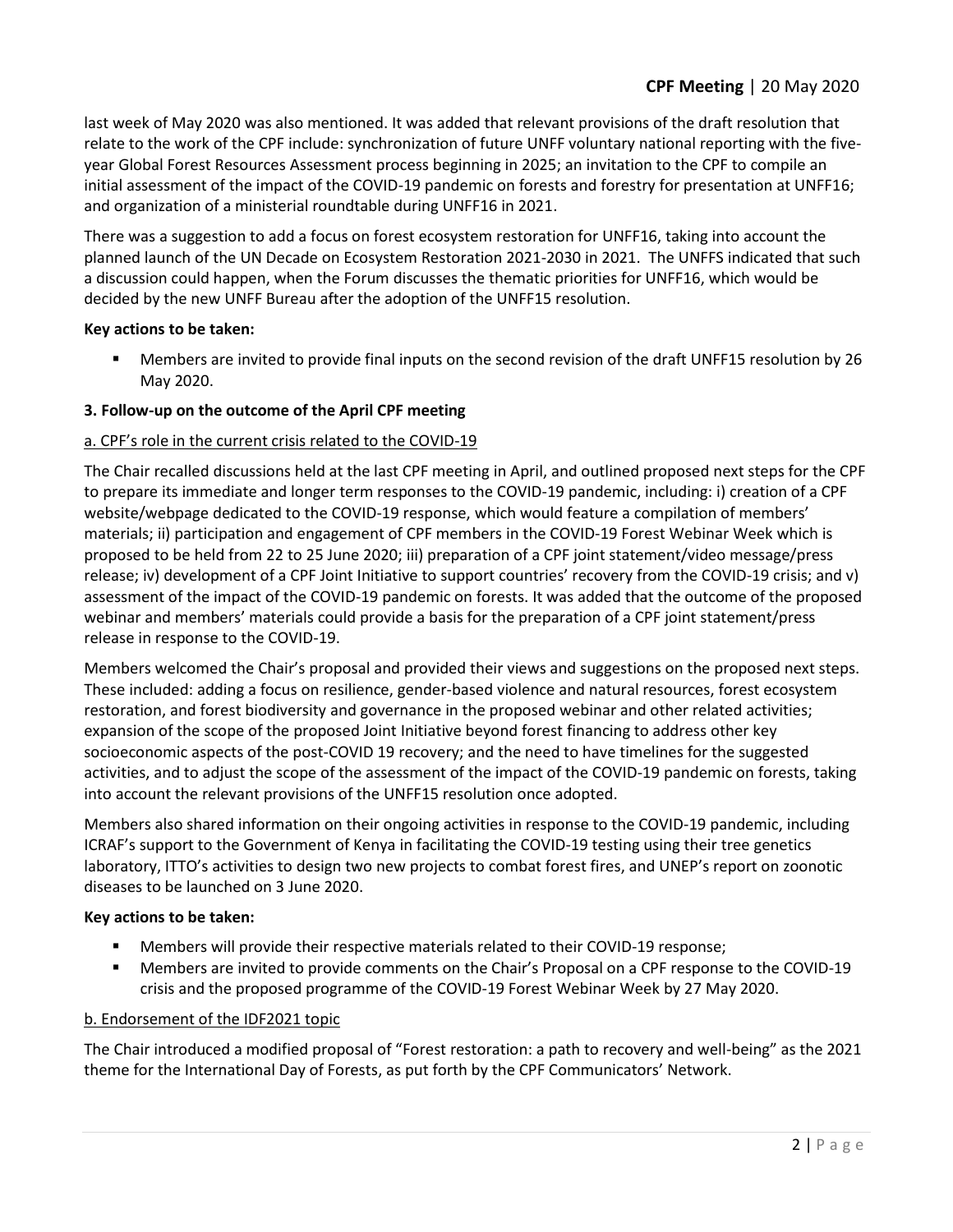last week of May 2020 was also mentioned. It was added that relevant provisions of the draft resolution that relate to the work of the CPF include: synchronization of future UNFF voluntary national reporting with the five-year Global Forest Resources Assessment process beginning in 2025; an invitation to the CPF to compile an initial assessment of the impact of the COVID-19 pandemic on forests and forestry for presentation at UNFF16; and organization of a ministerial roundtable during UNFF16 in 2021.

There was a suggestion to add a focus on forest ecosystem restoration for UNFF16, taking into account the planned launch of the UN Decade on Ecosystem Restoration 2021-2030 in 2021. The UNFFS indicated that such a discussion could happen, when the Forum discusses the thematic priorities for UNFF16, which would be decided by the new UNFF Bureau after the adoption of the UNFF15 resolution.

**Key actions to be taken:**

- Members are invited to provide final inputs on the second revision of the draft UNFF15 resolution by 26 May 2020.

**3. Follow-up on the outcome of the April CPF meeting**

a. CPF's role in the current crisis related to the COVID-19

The Chair recalled discussions held at the last CPF meeting in April, and outlined proposed next steps for the CPF to prepare its immediate and longer term responses to the COVID-19 pandemic, including: i) creation of a CPF website/webpage dedicated to the COVID-19 response, which would feature a compilation of members' materials; ii) participation and engagement of CPF members in the COVID-19 Forest Webinar Week which is proposed to be held from 22 to 25 June 2020; iii) preparation of a CPF joint statement/video message/press release; iv) development of a CPF Joint Initiative to support countries' recovery from the COVID-19 crisis; and v) assessment of the impact of the COVID-19 pandemic on forests. It was added that the outcome of the proposed webinar and members' materials could provide a basis for the preparation of a CPF joint statement/press release in response to the COVID-19.

Members welcomed the Chair's proposal and provided their views and suggestions on the proposed next steps. These included: adding a focus on resilience, gender-based violence and natural resources, forest ecosystem restoration, and forest biodiversity and governance in the proposed webinar and other related activities; expansion of the scope of the proposed Joint Initiative beyond forest financing to address other key socioeconomic aspects of the post-COVID 19 recovery; and the need to have timelines for the suggested activities, and to adjust the scope of the assessment of the impact of the COVID-19 pandemic on forests, taking into account the relevant provisions of the UNFF15 resolution once adopted.

Members also shared information on their ongoing activities in response to the COVID-19 pandemic, including ICRAF's support to the Government of Kenya in facilitating the COVID-19 testing using their tree genetics laboratory, ITTO's activities to design two new projects to combat forest fires, and UNEP's report on zoonotic diseases to be launched on 3 June 2020.

**Key actions to be taken:**

- Members will provide their respective materials related to their COVID-19 response;
- Members are invited to provide comments on the Chair's Proposal on a CPF response to the COVID-19 crisis and the proposed programme of the COVID-19 Forest Webinar Week by 27 May 2020.

b. Endorsement of the IDF2021 topic

The Chair introduced a modified proposal of "Forest restoration: a path to recovery and well-being" as the 2021 theme for the International Day of Forests, as put forth by the CPF Communicators' Network.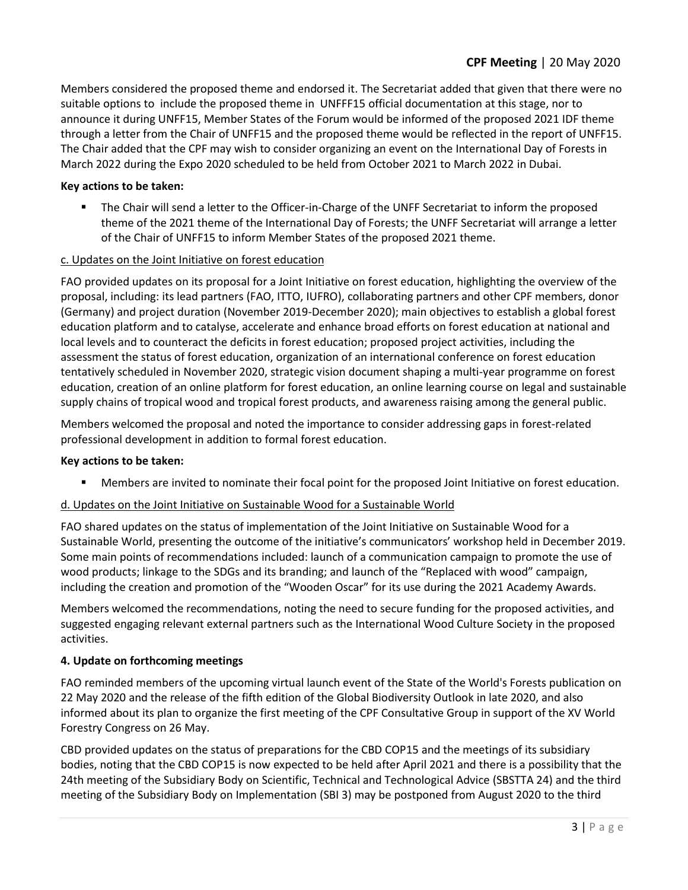Members considered the proposed theme and endorsed it. The Secretariat added that given that there were no suitable options to include the proposed theme in UNFFF15 official documentation at this stage, nor to announce it during UNFF15, Member States of the Forum would be informed of the proposed 2021 IDF theme through a letter from the Chair of UNFF15 and the proposed theme would be reflected in the report of UNFF15. The Chair added that the CPF may wish to consider organizing an event on the International Day of Forests in March 2022 during the Expo 2020 scheduled to be held from October 2021 to March 2022 in Dubai.

**Key actions to be taken:**

- The Chair will send a letter to the Officer-in-Charge of the UNFF Secretariat to inform the proposed theme of the 2021 theme of the International Day of Forests; the UNFF Secretariat will arrange a letter of the Chair of UNFF15 to inform Member States of the proposed 2021 theme.

c. Updates on the Joint Initiative on forest education

FAO provided updates on its proposal for a Joint Initiative on forest education, highlighting the overview of the proposal, including: its lead partners (FAO, ITTO, IUFRO), collaborating partners and other CPF members, donor (Germany) and project duration (November 2019-December 2020); main objectives to establish a global forest education platform and to catalyse, accelerate and enhance broad efforts on forest education at national and local levels and to counteract the deficits in forest education; proposed project activities, including the assessment the status of forest education, organization of an international conference on forest education tentatively scheduled in November 2020, strategic vision document shaping a multi-year programme on forest education, creation of an online platform for forest education, an online learning course on legal and sustainable supply chains of tropical wood and tropical forest products, and awareness raising among the general public.

Members welcomed the proposal and noted the importance to consider addressing gaps in forest-related professional development in addition to formal forest education.

**Key actions to be taken:**

- Members are invited to nominate their focal point for the proposed Joint Initiative on forest education.

d. Updates on the Joint Initiative on Sustainable Wood for a Sustainable World

FAO shared updates on the status of implementation of the Joint Initiative on Sustainable Wood for a Sustainable World, presenting the outcome of the initiative's communicators' workshop held in December 2019. Some main points of recommendations included: launch of a communication campaign to promote the use of wood products; linkage to the SDGs and its branding; and launch of the "Replaced with wood" campaign, including the creation and promotion of the "Wooden Oscar" for its use during the 2021 Academy Awards.

Members welcomed the recommendations, noting the need to secure funding for the proposed activities, and suggested engaging relevant external partners such as the International Wood Culture Society in the proposed activities.

**4. Update on forthcoming meetings**

FAO reminded members of the upcoming virtual launch event of the State of the World's Forests publication on 22 May 2020 and the release of the fifth edition of the Global Biodiversity Outlook in late 2020, and also informed about its plan to organize the first meeting of the CPF Consultative Group in support of the XV World Forestry Congress on 26 May.

CBD provided updates on the status of preparations for the CBD COP15 and the meetings of its subsidiary bodies, noting that the CBD COP15 is now expected to be held after April 2021 and there is a possibility that the 24th meeting of the Subsidiary Body on Scientific, Technical and Technological Advice (SBSTTA 24) and the third meeting of the Subsidiary Body on Implementation (SBI 3) may be postponed from August 2020 to the third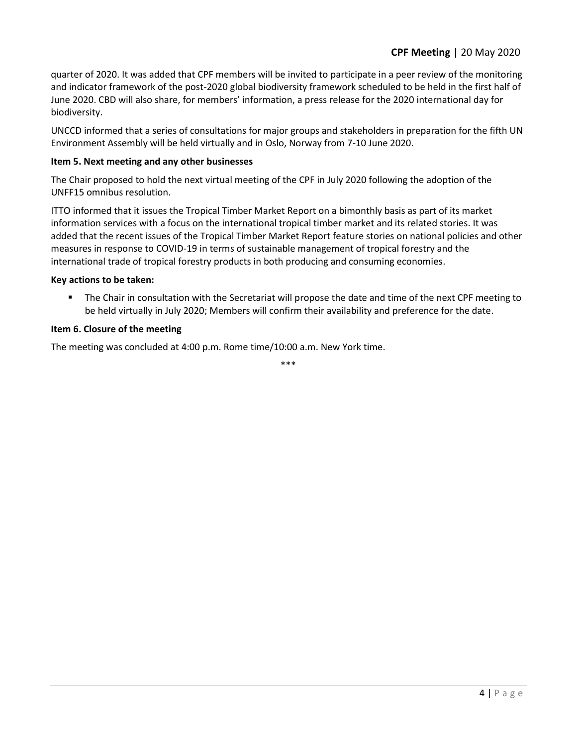quarter of 2020. It was added that CPF members will be invited to participate in a peer review of the monitoring and indicator framework of the post-2020 global biodiversity framework scheduled to be held in the first half of June 2020. CBD will also share, for members' information, a press release for the 2020 international day for biodiversity.

UNCCD informed that a series of consultations for major groups and stakeholders in preparation for the fifth UN Environment Assembly will be held virtually and in Oslo, Norway from 7-10 June 2020.

**Item 5. Next meeting and any other businesses**

The Chair proposed to hold the next virtual meeting of the CPF in July 2020 following the adoption of the UNFF15 omnibus resolution.

ITTO informed that it issues the Tropical Timber Market Report on a bimonthly basis as part of its market information services with a focus on the international tropical timber market and its related stories. It was added that the recent issues of the Tropical Timber Market Report feature stories on national policies and other measures in response to COVID-19 in terms of sustainable management of tropical forestry and the international trade of tropical forestry products in both producing and consuming economies.

**Key actions to be taken:**

- The Chair in consultation with the Secretariat will propose the date and time of the next CPF meeting to be held virtually in July 2020; Members will confirm their availability and preference for the date.

**Item 6. Closure of the meeting**

The meeting was concluded at 4:00 p.m. Rome time/10:00 a.m. New York time.

***